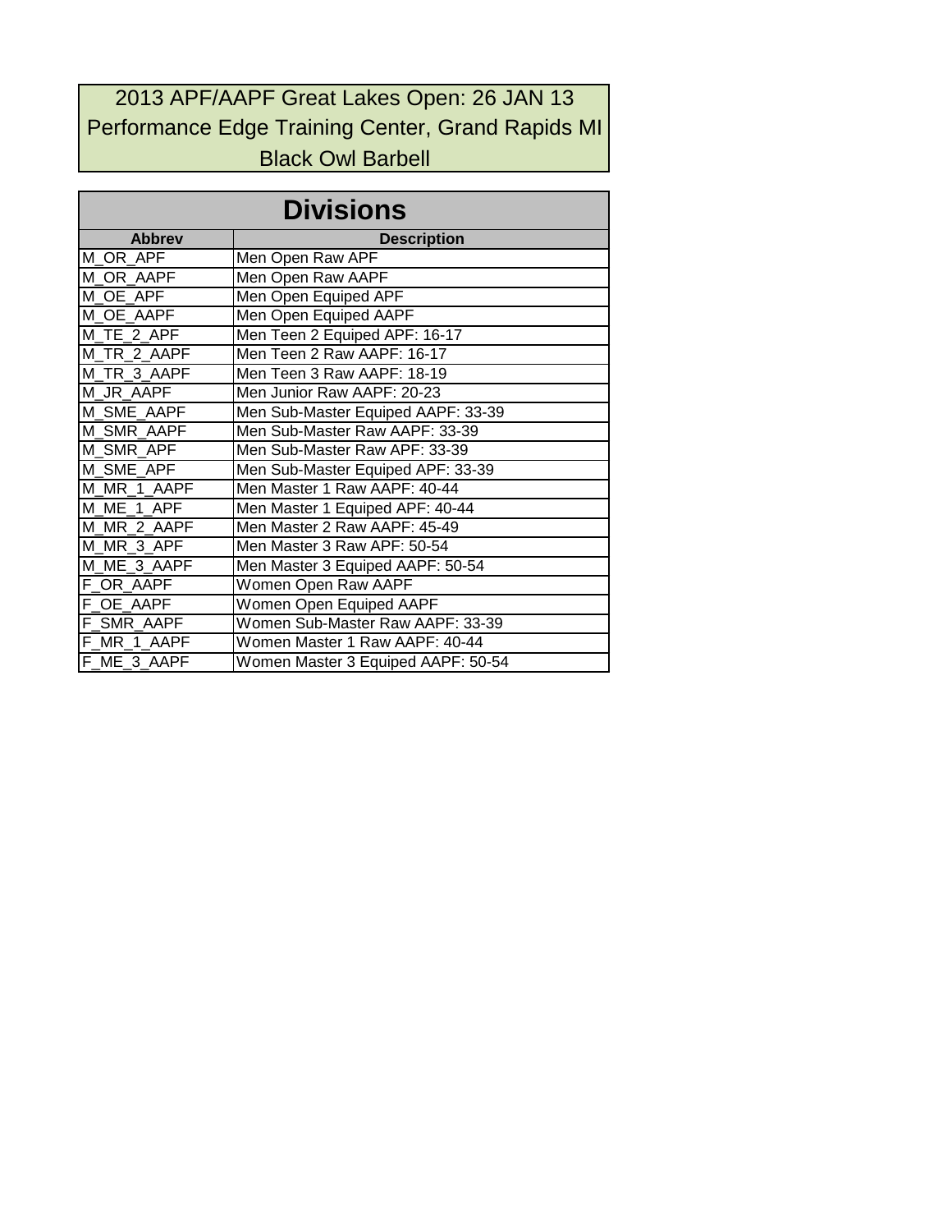# 2013 APF/AAPF Great Lakes Open: 26 JAN 13

Performance Edge Training Center, Grand Rapids MI

Black Owl Barbell

## Divisions

| Abbrev | Description |
|---|---|
| M_OR_APF | Men Open Raw APF |
| M_OR_AAPF | Men Open Raw AAPF |
| M_OE_APF | Men Open Equiped APF |
| M_OE_AAPF | Men Open Equiped AAPF |
| M_TE_2_APF | Men Teen 2 Equiped APF: 16-17 |
| M_TR_2_AAPF | Men Teen 2 Raw AAPF: 16-17 |
| M_TR_3_AAPF | Men Teen 3 Raw AAPF: 18-19 |
| M_JR_AAPF | Men Junior Raw AAPF: 20-23 |
| M_SME_AAPF | Men Sub-Master Equiped AAPF: 33-39 |
| M_SMR_AAPF | Men Sub-Master Raw AAPF: 33-39 |
| M_SMR_APF | Men Sub-Master Raw APF: 33-39 |
| M_SME_APF | Men Sub-Master Equiped APF: 33-39 |
| M_MR_1_AAPF | Men Master 1 Raw AAPF: 40-44 |
| M_ME_1_APF | Men Master 1 Equiped APF: 40-44 |
| M_MR_2_AAPF | Men Master 2 Raw AAPF: 45-49 |
| M_MR_3_APF | Men Master 3 Raw APF: 50-54 |
| M_ME_3_AAPF | Men Master 3 Equiped AAPF: 50-54 |
| F_OR_AAPF | Women Open Raw AAPF |
| F_OE_AAPF | Women Open Equiped AAPF |
| F_SMR_AAPF | Women Sub-Master Raw AAPF: 33-39 |
| F_MR_1_AAPF | Women Master 1 Raw AAPF: 40-44 |
| F_ME_3_AAPF | Women Master 3 Equiped AAPF: 50-54 |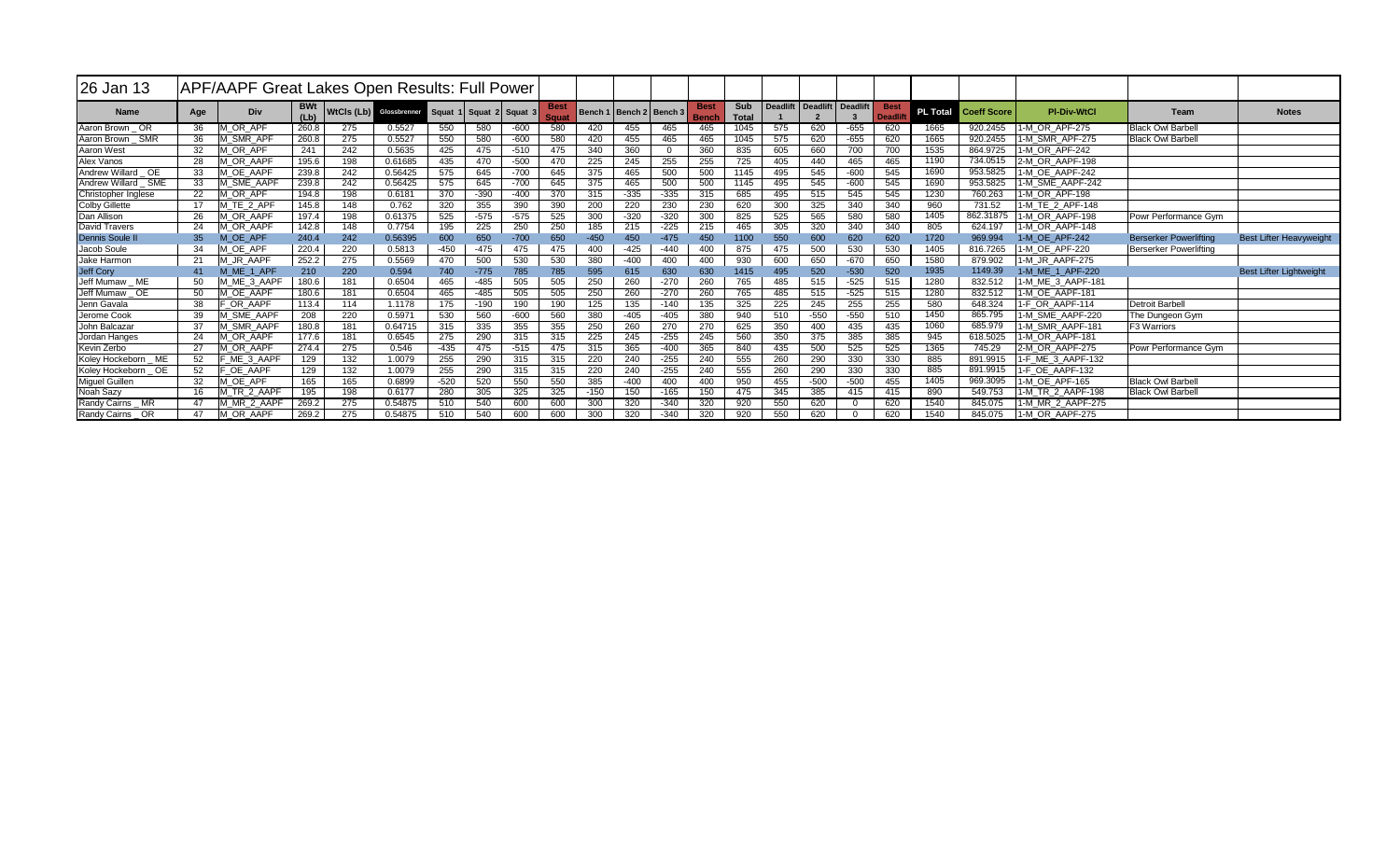| 26 Jan 13 | APF/AAPF Great Lakes Open Results: Full Power | | | | | | | | | | | | | | | | | | | | | | | |
|---|---|---|---|---|---|---|---|---|---|---|---|---|---|---|---|---|---|---|---|---|---|---|---|---|
| Name | Age | Div | BWt (Lb) | WtCls (Lb) | Glossbrenner | Squat 1 | Squat 2 | Squat 3 | Best Squat | Bench 1 | Bench 2 | Bench 3 | Best Bench | Sub Total | Deadlift 1 | Deadlift 2 | Deadlift 3 | Best Deadlift | PL Total | Coeff Score | Pl-Div-WtCl | Team | Notes |
| Aaron Brown _ OR | 36 | M_OR_APF | 260.8 | 275 | 0.5527 | 550 | 580 | -600 | 580 | 420 | 455 | 465 | 465 | 1045 | 575 | 620 | -655 | 620 | 1665 | 920.2455 | 1-M_OR_APF-275 | Black Owl Barbell | |
| Aaron Brown _ SMR | 36 | M_SMR_APF | 260.8 | 275 | 0.5527 | 550 | 580 | -600 | 580 | 420 | 455 | 465 | 465 | 1045 | 575 | 620 | -655 | 620 | 1665 | 920.2455 | 1-M_SMR_APF-275 | Black Owl Barbell | |
| Aaron West | 32 | M_OR_APF | 241 | 242 | 0.5635 | 425 | 475 | -510 | 475 | 340 | 360 | 0 | 360 | 835 | 605 | 660 | 700 | 700 | 1535 | 864.9725 | 1-M_OR_APF-242 | | |
| Alex Vanos | 28 | M_OR_AAPF | 195.6 | 198 | 0.61685 | 435 | 470 | -500 | 470 | 225 | 245 | 255 | 255 | 725 | 405 | 440 | 465 | 465 | 1190 | 734.0515 | 2-M_OR_AAPF-198 | | |
| Andrew Willard _ OE | 33 | M_OE_AAPF | 239.8 | 242 | 0.56425 | 575 | 645 | -700 | 645 | 375 | 465 | 500 | 500 | 1145 | 495 | 545 | -600 | 545 | 1690 | 953.5825 | 1-M_OE_AAPF-242 | | |
| Andrew Willard _ SME | 33 | M_SME_AAPF | 239.8 | 242 | 0.56425 | 575 | 645 | -700 | 645 | 375 | 465 | 500 | 500 | 1145 | 495 | 545 | -600 | 545 | 1690 | 953.5825 | 1-M_SME_AAPF-242 | | |
| Christopher Inglese | 22 | M_OR_APF | 194.8 | 198 | 0.6181 | 370 | -390 | -400 | 370 | 315 | -335 | -335 | 315 | 685 | 495 | 515 | 545 | 545 | 1230 | 760.263 | 1-M_OR_APF-198 | | |
| Colby Gillette | 17 | M_TE_2_APF | 145.8 | 148 | 0.762 | 320 | 355 | 390 | 390 | 200 | 220 | 230 | 230 | 620 | 300 | 325 | 340 | 340 | 960 | 731.52 | 1-M_TE_2_APF-148 | | |
| Dan Allison | 26 | M_OR_AAPF | 197.4 | 198 | 0.61375 | 525 | -575 | -575 | 525 | 300 | -320 | -320 | 300 | 825 | 525 | 565 | 580 | 580 | 1405 | 862.31875 | 1-M_OR_AAPF-198 | Powr Performance Gym | |
| David Travers | 24 | M_OR_AAPF | 142.8 | 148 | 0.7754 | 195 | 225 | 250 | 250 | 185 | 215 | -225 | 215 | 465 | 305 | 320 | 340 | 340 | 805 | 624.197 | 1-M_OR_AAPF-148 | | |
| Dennis Soule II | 35 | M_OE_APF | 240.4 | 242 | 0.56395 | 600 | 650 | -700 | 650 | -450 | 450 | -475 | 450 | 1100 | 550 | 600 | 620 | 620 | 1720 | 969.994 | 1-M_OE_APF-242 | Berserker Powerlifting | Best Lifter Heavyweight |
| Jacob Soule | 34 | M_OE_APF | 220.4 | 220 | 0.5813 | -450 | -475 | 475 | 475 | 400 | -425 | -440 | 400 | 875 | 475 | 500 | 530 | 530 | 1405 | 816.7265 | 1-M_OE_APF-220 | Berserker Powerlifting | |
| Jake Harmon | 21 | M_JR_AAPF | 252.2 | 275 | 0.5569 | 470 | 500 | 530 | 530 | 380 | -400 | 400 | 400 | 930 | 600 | 650 | -670 | 650 | 1580 | 879.902 | 1-M_JR_AAPF-275 | | |
| Jeff Cory | 41 | M_ME_1_APF | 210 | 220 | 0.594 | 740 | -775 | 785 | 785 | 595 | 615 | 630 | 630 | 1415 | 495 | 520 | -530 | 520 | 1935 | 1149.39 | 1-M_ME_1_APF-220 | | Best Lifter Lightweight |
| Jeff Mumaw _ ME | 50 | M_ME_3_AAPF | 180.6 | 181 | 0.6504 | 465 | -485 | 505 | 505 | 250 | 260 | -270 | 260 | 765 | 485 | 515 | -525 | 515 | 1280 | 832.512 | 1-M_ME_3_AAPF-181 | | |
| Jeff Mumaw _ OE | 50 | M_OE_AAPF | 180.6 | 181 | 0.6504 | 465 | -485 | 505 | 505 | 250 | 260 | -270 | 260 | 765 | 485 | 515 | -525 | 515 | 1280 | 832.512 | 1-M_OE_AAPF-181 | | |
| Jenn Gavala | 38 | F_OR_AAPF | 113.4 | 114 | 1.1178 | 175 | -190 | 190 | 190 | 125 | 135 | -140 | 135 | 325 | 225 | 245 | 255 | 255 | 580 | 648.324 | 1-F_OR_AAPF-114 | Detroit Barbell | |
| Jerome Cook | 39 | M_SME_AAPF | 208 | 220 | 0.5971 | 530 | 560 | -600 | 560 | 380 | -405 | -405 | 380 | 940 | 510 | -550 | -550 | 510 | 1450 | 865.795 | 1-M_SME_AAPF-220 | The Dungeon Gym | |
| John Balcazar | 37 | M_SMR_AAPF | 180.8 | 181 | 0.64715 | 315 | 335 | 355 | 355 | 250 | 260 | 270 | 270 | 625 | 350 | 400 | 435 | 435 | 1060 | 685.979 | 1-M_SMR_AAPF-181 | F3 Warriors | |
| Jordan Hanges | 24 | M_OR_AAPF | 177.6 | 181 | 0.6545 | 275 | 290 | 315 | 315 | 225 | 245 | -255 | 245 | 560 | 350 | 375 | 385 | 385 | 945 | 618.5025 | 1-M_OR_AAPF-181 | | |
| Kevin Zerbo | 27 | M_OR_AAPF | 274.4 | 275 | 0.546 | -435 | 475 | -515 | 475 | 315 | 365 | -400 | 365 | 840 | 435 | 500 | 525 | 525 | 1365 | 745.29 | 2-M_OR_AAPF-275 | Powr Performance Gym | |
| Koley Hockeborn _ ME | 52 | F_ME_3_AAPF | 129 | 132 | 1.0079 | 255 | 290 | 315 | 315 | 220 | 240 | -255 | 240 | 555 | 260 | 290 | 330 | 330 | 885 | 891.9915 | 1-F_ME_3_AAPF-132 | | |
| Koley Hockeborn _ OE | 52 | F_OE_AAPF | 129 | 132 | 1.0079 | 255 | 290 | 315 | 315 | 220 | 240 | -255 | 240 | 555 | 260 | 290 | 330 | 330 | 885 | 891.9915 | 1-F_OE_AAPF-132 | | |
| Miguel Guillen | 32 | M_OE_APF | 165 | 165 | 0.6899 | -520 | 520 | 550 | 550 | 385 | -400 | 400 | 400 | 950 | 455 | -500 | -500 | 455 | 1405 | 969.3095 | 1-M_OE_APF-165 | Black Owl Barbell | |
| Noah Sazy | 16 | M_TR_2_AAPF | 195 | 198 | 0.6177 | 280 | 305 | 325 | 325 | -150 | 150 | -165 | 150 | 475 | 345 | 385 | 415 | 415 | 890 | 549.753 | 1-M_TR_2_AAPF-198 | Black Owl Barbell | |
| Randy Cairns _ MR | 47 | M_MR_2_AAPF | 269.2 | 275 | 0.54875 | 510 | 540 | 600 | 600 | 300 | 320 | -340 | 320 | 920 | 550 | 620 | 0 | 620 | 1540 | 845.075 | 1-M_MR_2_AAPF-275 | | |
| Randy Cairns _ OR | 47 | M_OR_AAPF | 269.2 | 275 | 0.54875 | 510 | 540 | 600 | 600 | 300 | 320 | -340 | 320 | 920 | 550 | 620 | 0 | 620 | 1540 | 845.075 | 1-M_OR_AAPF-275 | | |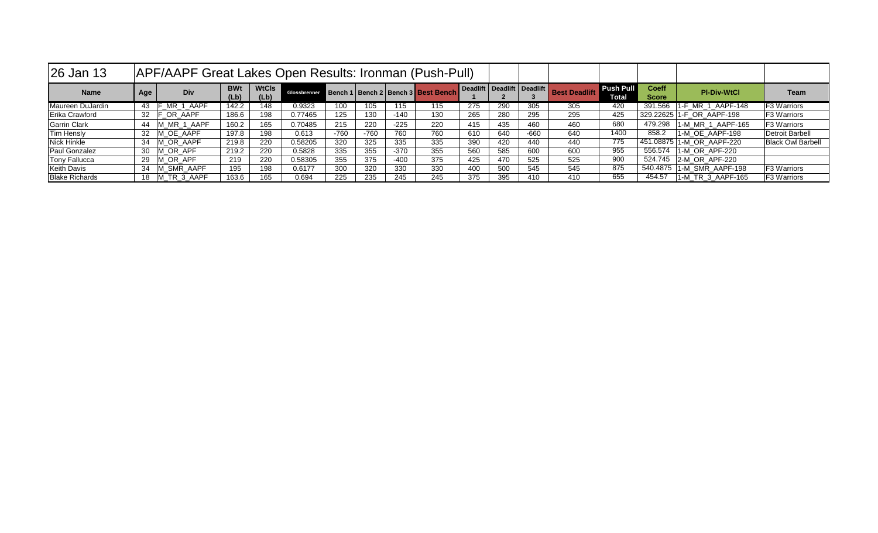| 26 Jan 13 | APF/AAPF Great Lakes Open Results: Ironman (Push-Pull) | | | | | | | | | | | | | | | | |
|---|---|---|---|---|---|---|---|---|---|---|---|---|---|---|---|---|---|
| **Name** | **Age** | **Div** | **BWt (Lb)** | **WtCls (Lb)** | **Glossbrenner** | **Bench 1** | **Bench 2** | **Bench 3** | **Best Bench** | **Deadlift 1** | **Deadlift 2** | **Deadlift 3** | **Best Deadlift** | **Push Pull Total** | **Coeff Score** | **Pl-Div-WtCl** | **Team** |
| Maureen DuJardin | 43 | F_MR_1_AAPF | 142.2 | 148 | 0.9323 | 100 | 105 | 115 | 115 | 275 | 290 | 305 | 305 | 420 | 391.566 | 1-F_MR_1_AAPF-148 | F3 Warriors |
| Erika Crawford | 32 | F_OR_AAPF | 186.6 | 198 | 0.77465 | 125 | 130 | -140 | 130 | 265 | 280 | 295 | 295 | 425 | 329.22625 | 1-F_OR_AAPF-198 | F3 Warriors |
| Garrin Clark | 44 | M_MR_1_AAPF | 160.2 | 165 | 0.70485 | 215 | 220 | -225 | 220 | 415 | 435 | 460 | 460 | 680 | 479.298 | 1-M_MR_1_AAPF-165 | F3 Warriors |
| Tim Hensly | 32 | M_OE_AAPF | 197.8 | 198 | 0.613 | -760 | -760 | 760 | 760 | 610 | 640 | -660 | 640 | 1400 | 858.2 | 1-M_OE_AAPF-198 | Detroit Barbell |
| Nick Hinkle | 34 | M_OR_AAPF | 219.8 | 220 | 0.58205 | 320 | 325 | 335 | 335 | 390 | 420 | 440 | 440 | 775 | 451.08875 | 1-M_OR_AAPF-220 | Black Owl Barbell |
| Paul Gonzalez | 30 | M_OR_APF | 219.2 | 220 | 0.5828 | 335 | 355 | -370 | 355 | 560 | 585 | 600 | 600 | 955 | 556.574 | 1-M_OR_APF-220 | |
| Tony Fallucca | 29 | M_OR_APF | 219 | 220 | 0.58305 | 355 | 375 | -400 | 375 | 425 | 470 | 525 | 525 | 900 | 524.745 | 2-M_OR_APF-220 | |
| Keith Davis | 34 | M_SMR_AAPF | 195 | 198 | 0.6177 | 300 | 320 | 330 | 330 | 400 | 500 | 545 | 545 | 875 | 540.4875 | 1-M_SMR_AAPF-198 | F3 Warriors |
| Blake Richards | 18 | M_TR_3_AAPF | 163.6 | 165 | 0.694 | 225 | 235 | 245 | 245 | 375 | 395 | 410 | 410 | 655 | 454.57 | 1-M_TR_3_AAPF-165 | F3 Warriors |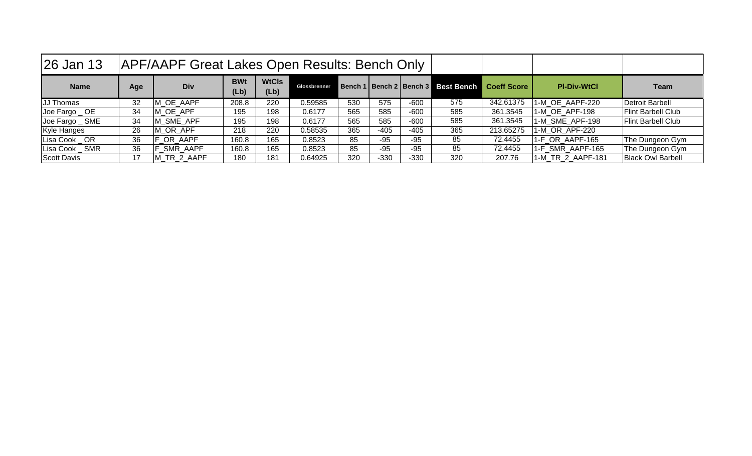| 26 Jan 13 | APF/AAPF Great Lakes Open Results: Bench Only | | | | | | | | | | | |
|---|---|---|---|---|---|---|---|---|---|---|---|---|
| **Name** | **Age** | **Div** | **BWt (Lb)** | **WtCls (Lb)** | **Glossbrenner** | **Bench 1** | **Bench 2** | **Bench 3** | **Best Bench** | **Coeff Score** | **Pl-Div-WtCl** | **Team** |
| JJ Thomas | 32 | M_OE_AAPF | 208.8 | 220 | 0.59585 | 530 | 575 | -600 | 575 | 342.61375 | 1-M_OE_AAPF-220 | Detroit Barbell |
| Joe Fargo _ OE | 34 | M_OE_APF | 195 | 198 | 0.6177 | 565 | 585 | -600 | 585 | 361.3545 | 1-M_OE_APF-198 | Flint Barbell Club |
| Joe Fargo _ SME | 34 | M_SME_APF | 195 | 198 | 0.6177 | 565 | 585 | -600 | 585 | 361.3545 | 1-M_SME_APF-198 | Flint Barbell Club |
| Kyle Hanges | 26 | M_OR_APF | 218 | 220 | 0.58535 | 365 | -405 | -405 | 365 | 213.65275 | 1-M_OR_APF-220 | |
| Lisa Cook _ OR | 36 | F_OR_AAPF | 160.8 | 165 | 0.8523 | 85 | -95 | -95 | 85 | 72.4455 | 1-F_OR_AAPF-165 | The Dungeon Gym |
| Lisa Cook _ SMR | 36 | F_SMR_AAPF | 160.8 | 165 | 0.8523 | 85 | -95 | -95 | 85 | 72.4455 | 1-F_SMR_AAPF-165 | The Dungeon Gym |
| Scott Davis | 17 | M_TR_2_AAPF | 180 | 181 | 0.64925 | 320 | -330 | -330 | 320 | 207.76 | 1-M_TR_2_AAPF-181 | Black Owl Barbell |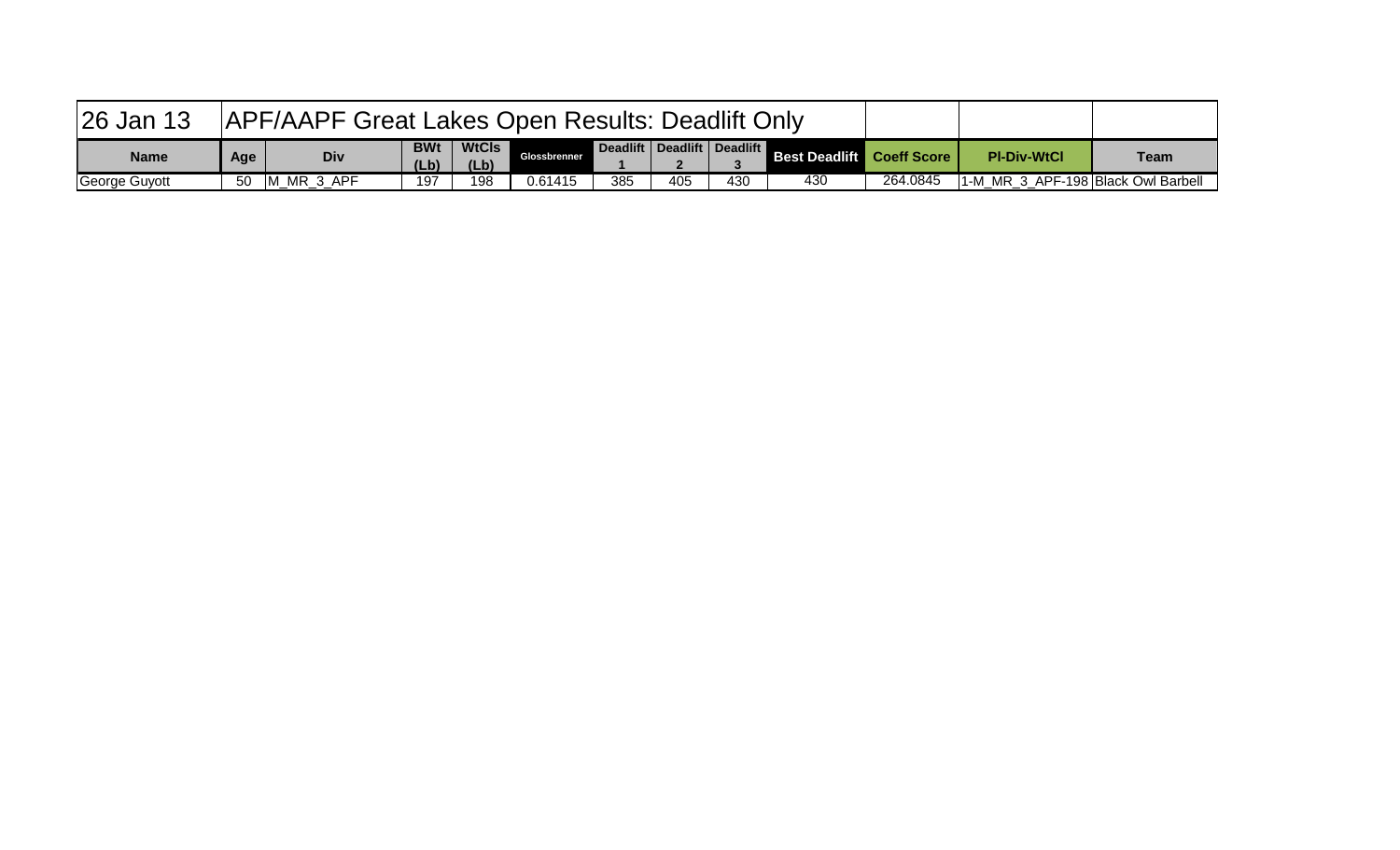| 26 Jan 13 | APF/AAPF Great Lakes Open Results: Deadlift Only | | | | | | | | | | | |
|---|---|---|---|---|---|---|---|---|---|---|---|---|
| **Name** | **Age** | **Div** | **BWt (Lb)** | **WtCls (Lb)** | **Glossbrenner** | **Deadlift 1** | **Deadlift 2** | **Deadlift 3** | **Best Deadlift** | **Coeff Score** | **Pl-Div-WtCl** | **Team** |
| George Guyott | 50 | M_MR_3_APF | 197 | 198 | 0.61415 | 385 | 405 | 430 | 430 | 264.0845 | 1-M_MR_3_APF-198 | Black Owl Barbell |